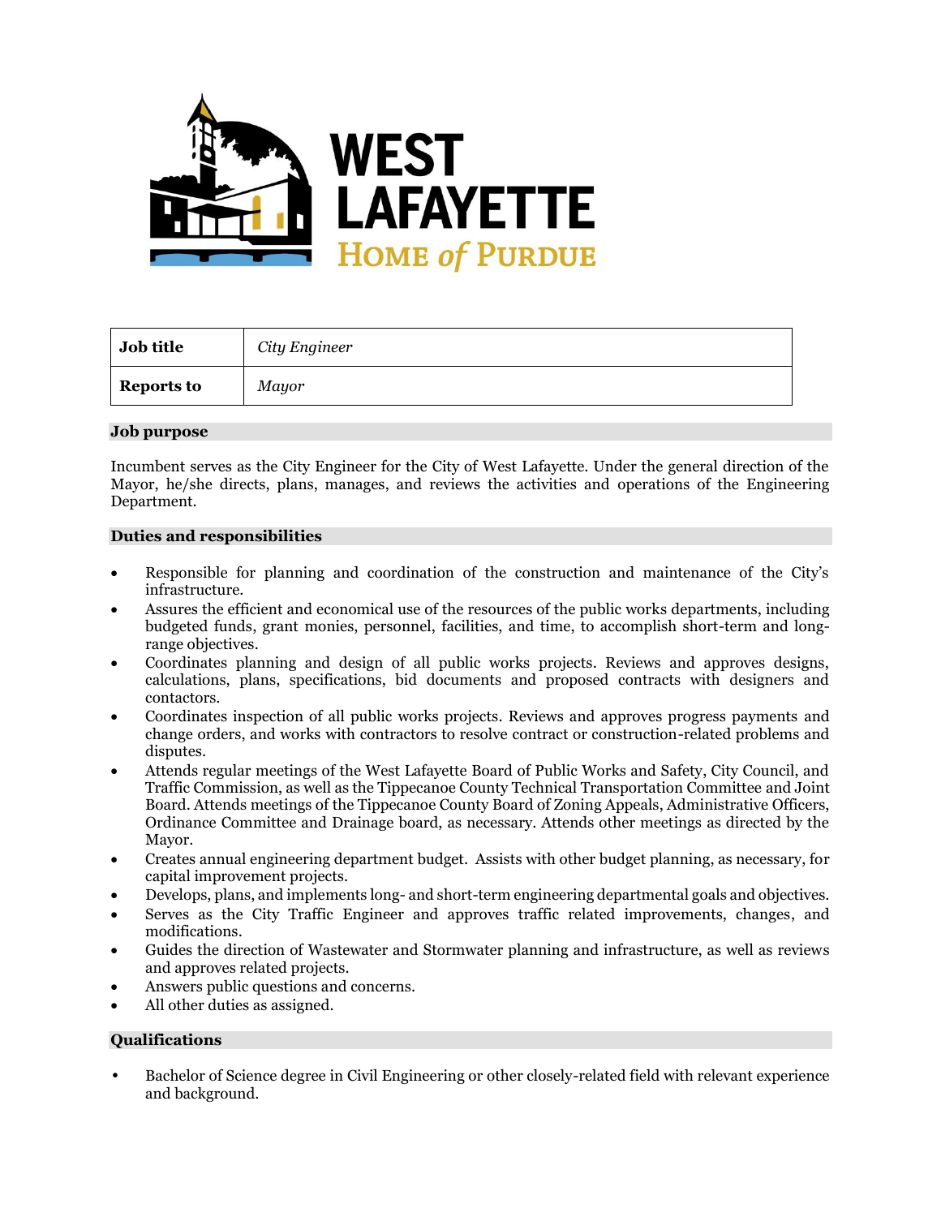| **Job title** | *City Engineer* |
|---|---|
| **Reports to** | *Mayor* |

## Job purpose

Incumbent serves as the City Engineer for the City of West Lafayette. Under the general direction of the Mayor, he/she directs, plans, manages, and reviews the activities and operations of the Engineering Department.

## Duties and responsibilities

- Responsible for planning and coordination of the construction and maintenance of the City's infrastructure.
- Assures the efficient and economical use of the resources of the public works departments, including budgeted funds, grant monies, personnel, facilities, and time, to accomplish short-term and long-range objectives.
- Coordinates planning and design of all public works projects. Reviews and approves designs, calculations, plans, specifications, bid documents and proposed contracts with designers and contactors.
- Coordinates inspection of all public works projects. Reviews and approves progress payments and change orders, and works with contractors to resolve contract or construction-related problems and disputes.
- Attends regular meetings of the West Lafayette Board of Public Works and Safety, City Council, and Traffic Commission, as well as the Tippecanoe County Technical Transportation Committee and Joint Board. Attends meetings of the Tippecanoe County Board of Zoning Appeals, Administrative Officers, Ordinance Committee and Drainage board, as necessary. Attends other meetings as directed by the Mayor.
- Creates annual engineering department budget. Assists with other budget planning, as necessary, for capital improvement projects.
- Develops, plans, and implements long- and short-term engineering departmental goals and objectives.
- Serves as the City Traffic Engineer and approves traffic related improvements, changes, and modifications.
- Guides the direction of Wastewater and Stormwater planning and infrastructure, as well as reviews and approves related projects.
- Answers public questions and concerns.
- All other duties as assigned.

## Qualifications

- Bachelor of Science degree in Civil Engineering or other closely-related field with relevant experience and background.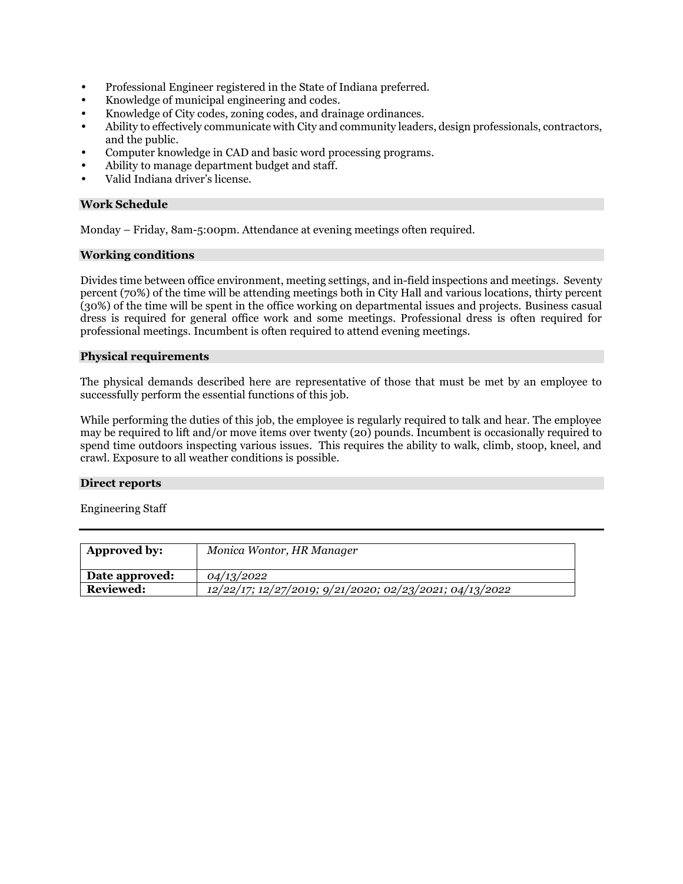- Professional Engineer registered in the State of Indiana preferred.
- Knowledge of municipal engineering and codes.
- Knowledge of City codes, zoning codes, and drainage ordinances.
- Ability to effectively communicate with City and community leaders, design professionals, contractors, and the public.
- Computer knowledge in CAD and basic word processing programs.
- Ability to manage department budget and staff.
- Valid Indiana driver's license.

### Work Schedule

Monday – Friday, 8am-5:00pm. Attendance at evening meetings often required.

### Working conditions

Divides time between office environment, meeting settings, and in-field inspections and meetings. Seventy percent (70%) of the time will be attending meetings both in City Hall and various locations, thirty percent (30%) of the time will be spent in the office working on departmental issues and projects. Business casual dress is required for general office work and some meetings. Professional dress is often required for professional meetings. Incumbent is often required to attend evening meetings.

### Physical requirements

The physical demands described here are representative of those that must be met by an employee to successfully perform the essential functions of this job.

While performing the duties of this job, the employee is regularly required to talk and hear. The employee may be required to lift and/or move items over twenty (20) pounds. Incumbent is occasionally required to spend time outdoors inspecting various issues. This requires the ability to walk, climb, stoop, kneel, and crawl. Exposure to all weather conditions is possible.

### Direct reports

Engineering Staff

| | |
|---|---|
| **Approved by:** | *Monica Wontor, HR Manager* |
| **Date approved:** | *04/13/2022* |
| **Reviewed:** | *12/22/17; 12/27/2019; 9/21/2020; 02/23/2021; 04/13/2022* |